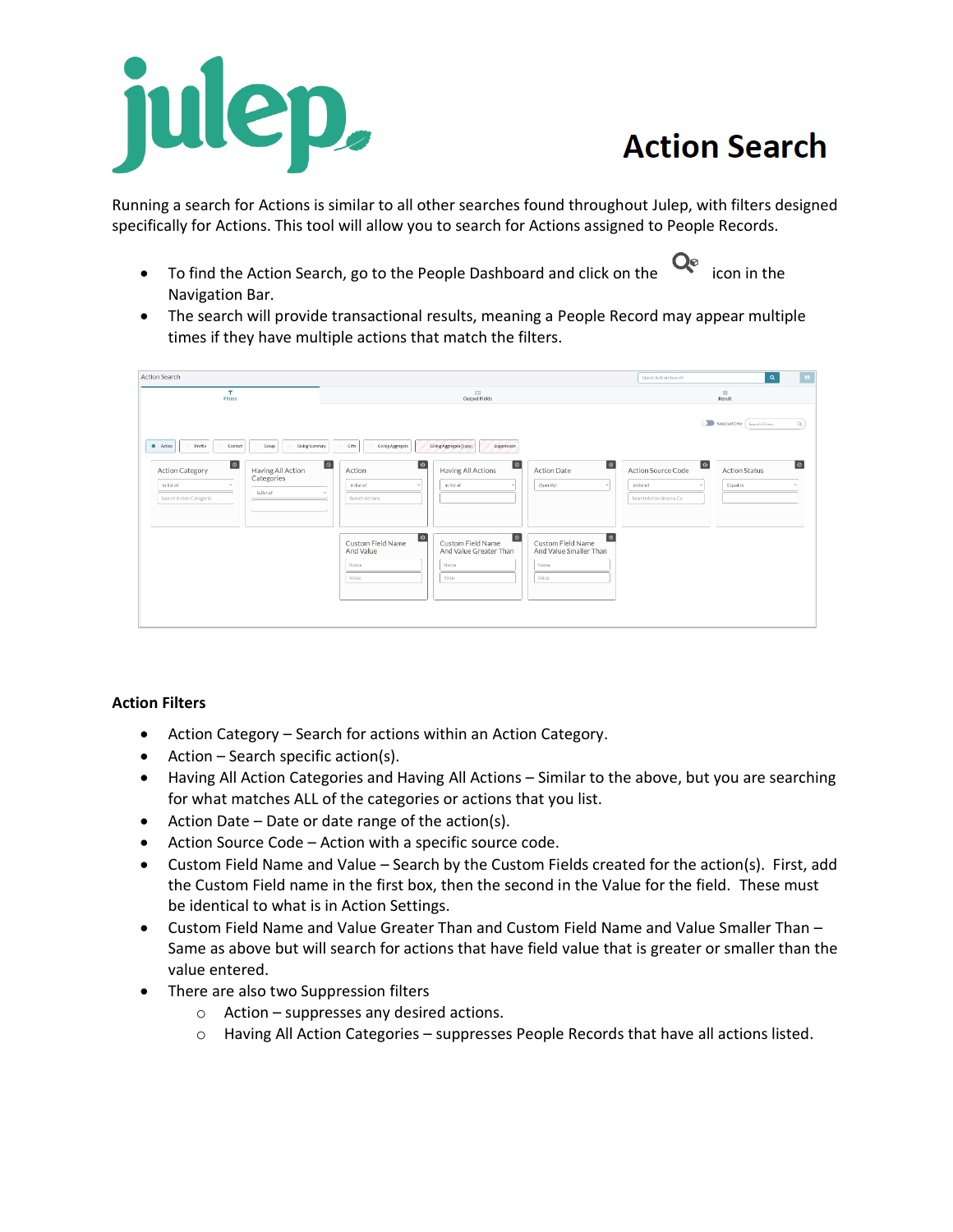# Action Search

Running a search for Actions is similar to all other searches found throughout Julep, with filters designed specifically for Actions. This tool will allow you to search for Actions assigned to People Records.

- To find the Action Search, go to the People Dashboard and click on the icon in the Navigation Bar.
- The search will provide transactional results, meaning a People Record may appear multiple times if they have multiple actions that match the filters.

### Action Filters

- Action Category – Search for actions within an Action Category.
- Action – Search specific action(s).
- Having All Action Categories and Having All Actions – Similar to the above, but you are searching for what matches ALL of the categories or actions that you list.
- Action Date – Date or date range of the action(s).
- Action Source Code – Action with a specific source code.
- Custom Field Name and Value – Search by the Custom Fields created for the action(s). First, add the Custom Field name in the first box, then the second in the Value for the field. These must be identical to what is in Action Settings.
- Custom Field Name and Value Greater Than and Custom Field Name and Value Smaller Than – Same as above but will search for actions that have field value that is greater or smaller than the value entered.
- There are also two Suppression filters
  - Action – suppresses any desired actions.
  - Having All Action Categories – suppresses People Records that have all actions listed.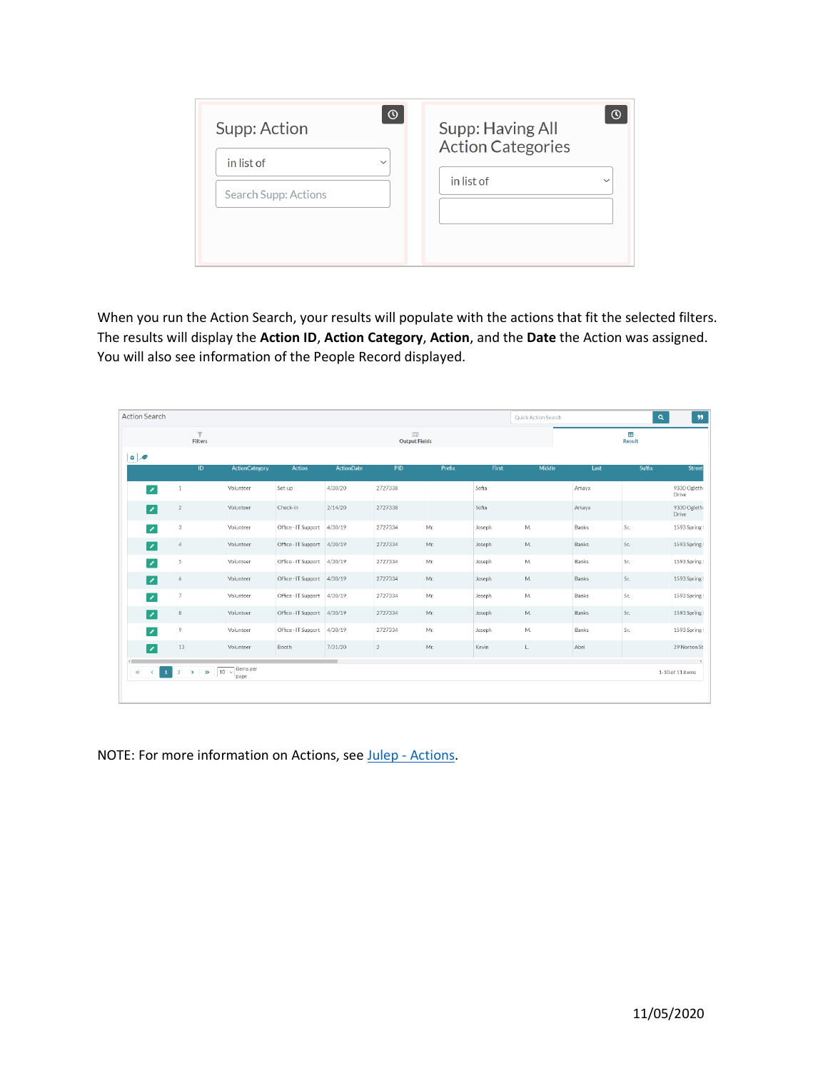Supp: Action

in list of

Search Supp: Actions

Supp: Having All Action Categories

in list of

When you run the Action Search, your results will populate with the actions that fit the selected filters. The results will display the **Action ID**, **Action Category**, **Action**, and the **Date** the Action was assigned. You will also see information of the People Record displayed.

Action Search

| | ID | ActionCategory | Action | ActionDate | PID | Prefix | First | Middle | Last | Suffix | Street |
|---|---|---|---|---|---|---|---|---|---|---|---|
| | 1 | Volunteer | Set up | 4/30/20 | 2727338 | | Sofia | | Amaya | | 9330 Ogleth Drive |
| | 2 | Volunteer | Check-in | 2/14/20 | 2727338 | | Sofia | | Amaya | | 9330 Ogleth Drive |
| | 3 | Volunteer | Office - IT Support | 4/30/19 | 2727334 | Mr. | Joseph | M. | Banks | Sr. | 1593 Spring |
| | 4 | Volunteer | Office - IT Support | 4/30/19 | 2727334 | Mr. | Joseph | M. | Banks | Sr. | 1593 Spring |
| | 5 | Volunteer | Office - IT Support | 4/30/19 | 2727334 | Mr. | Joseph | M. | Banks | Sr. | 1593 Spring |
| | 6 | Volunteer | Office - IT Support | 4/30/19 | 2727334 | Mr. | Joseph | M. | Banks | Sr. | 1593 Spring |
| | 7 | Volunteer | Office - IT Support | 4/30/19 | 2727334 | Mr. | Joseph | M. | Banks | Sr. | 1593 Spring |
| | 8 | Volunteer | Office - IT Support | 4/30/19 | 2727334 | Mr. | Joseph | M. | Banks | Sr. | 1593 Spring |
| | 9 | Volunteer | Office - IT Support | 4/30/19 | 2727334 | Mr. | Joseph | M. | Banks | Sr. | 1593 Spring |
| | 13 | Volunteer | Booth | 7/31/20 | 2 | Mr. | Kevin | L. | Abel | | 29 Norton St |

1-10 of 11 items

NOTE: For more information on Actions, see Julep - Actions.